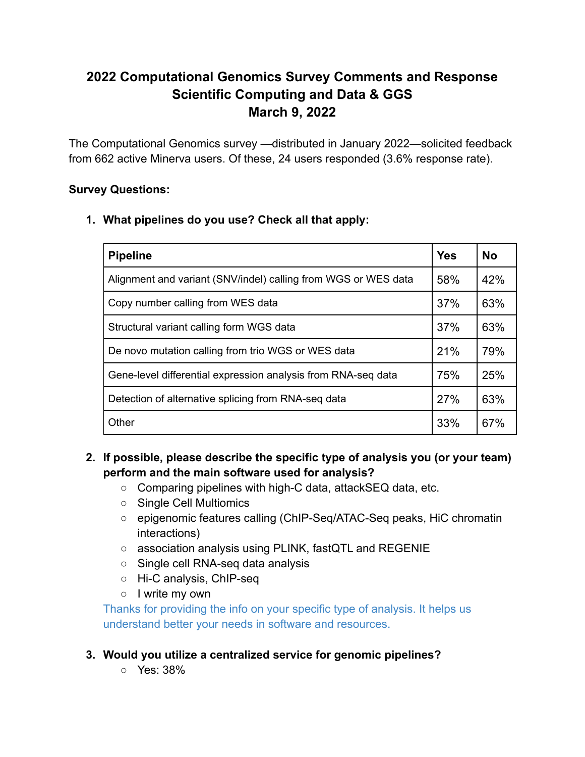# 2022 Computational Genomics Survey Comments and Response
# Scientific Computing and Data & GGS
# March 9, 2022

The Computational Genomics survey —distributed in January 2022—solicited feedback from 662 active Minerva users. Of these, 24 users responded (3.6% response rate).

**Survey Questions:**

1. **What pipelines do you use? Check all that apply:**

| Pipeline | Yes | No |
|---|---|---|
| Alignment and variant (SNV/indel) calling from WGS or WES data | 58% | 42% |
| Copy number calling from WES data | 37% | 63% |
| Structural variant calling form WGS data | 37% | 63% |
| De novo mutation calling from trio WGS or WES data | 21% | 79% |
| Gene-level differential expression analysis from RNA-seq data | 75% | 25% |
| Detection of alternative splicing from RNA-seq data | 27% | 63% |
| Other | 33% | 67% |

2. **If possible, please describe the specific type of analysis you (or your team) perform and the main software used for analysis?**
   - Comparing pipelines with high-C data, attackSEQ data, etc.
   - Single Cell Multiomics
   - epigenomic features calling (ChIP-Seq/ATAC-Seq peaks, HiC chromatin interactions)
   - association analysis using PLINK, fastQTL and REGENIE
   - Single cell RNA-seq data analysis
   - Hi-C analysis, ChIP-seq
   - I write my own

   Thanks for providing the info on your specific type of analysis. It helps us understand better your needs in software and resources.

3. **Would you utilize a centralized service for genomic pipelines?**
   - Yes: 38%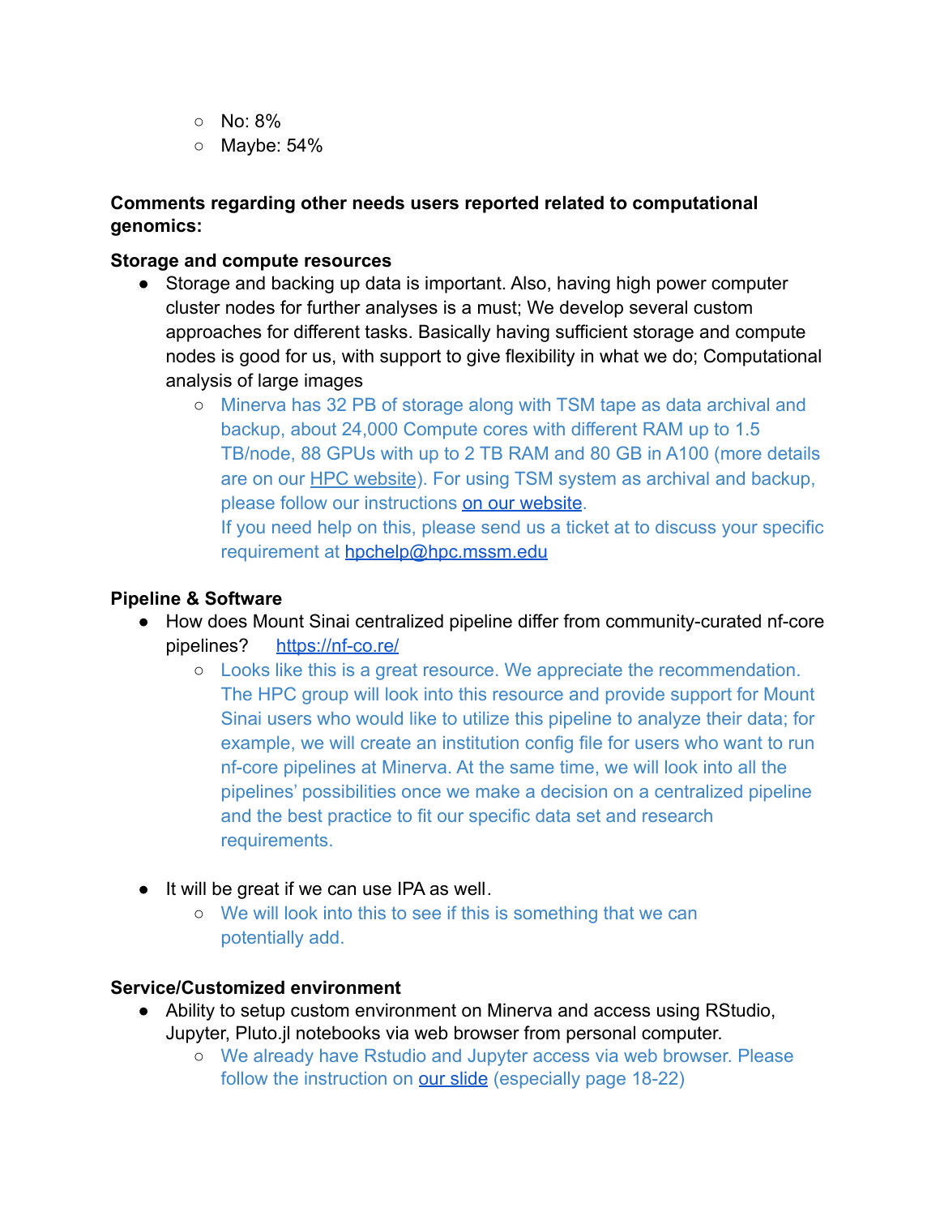- No: 8%
  - Maybe: 54%

**Comments regarding other needs users reported related to computational genomics:**

**Storage and compute resources**

- Storage and backing up data is important. Also, having high power computer cluster nodes for further analyses is a must; We develop several custom approaches for different tasks. Basically having sufficient storage and compute nodes is good for us, with support to give flexibility in what we do; Computational analysis of large images
  - Minerva has 32 PB of storage along with TSM tape as data archival and backup, about 24,000 Compute cores with different RAM up to 1.5 TB/node, 88 GPUs with up to 2 TB RAM and 80 GB in A100 (more details are on our HPC website). For using TSM system as archival and backup, please follow our instructions on our website.
    If you need help on this, please send us a ticket at to discuss your specific requirement at hpchelp@hpc.mssm.edu

**Pipeline & Software**

- How does Mount Sinai centralized pipeline differ from community-curated nf-core pipelines? https://nf-co.re/
  - Looks like this is a great resource. We appreciate the recommendation. The HPC group will look into this resource and provide support for Mount Sinai users who would like to utilize this pipeline to analyze their data; for example, we will create an institution config file for users who want to run nf-core pipelines at Minerva. At the same time, we will look into all the pipelines' possibilities once we make a decision on a centralized pipeline and the best practice to fit our specific data set and research requirements.

- It will be great if we can use IPA as well.
  - We will look into this to see if this is something that we can potentially add.

**Service/Customized environment**

- Ability to setup custom environment on Minerva and access using RStudio, Jupyter, Pluto.jl notebooks via web browser from personal computer.
  - We already have Rstudio and Jupyter access via web browser. Please follow the instruction on our slide (especially page 18-22)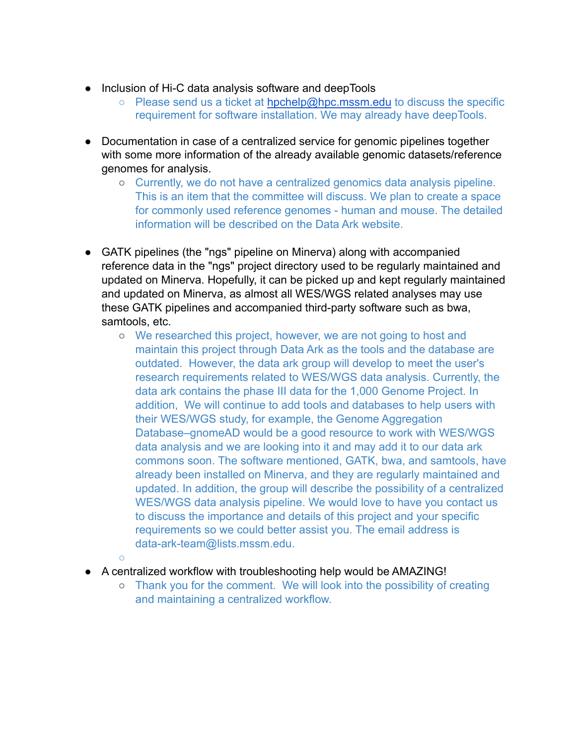- Inclusion of Hi-C data analysis software and deepTools
    - Please send us a ticket at hpchelp@hpc.mssm.edu to discuss the specific requirement for software installation. We may already have deepTools.

- Documentation in case of a centralized service for genomic pipelines together with some more information of the already available genomic datasets/reference genomes for analysis.
    - Currently, we do not have a centralized genomics data analysis pipeline. This is an item that the committee will discuss. We plan to create a space for commonly used reference genomes - human and mouse. The detailed information will be described on the Data Ark website.

- GATK pipelines (the "ngs" pipeline on Minerva) along with accompanied reference data in the "ngs" project directory used to be regularly maintained and updated on Minerva. Hopefully, it can be picked up and kept regularly maintained and updated on Minerva, as almost all WES/WGS related analyses may use these GATK pipelines and accompanied third-party software such as bwa, samtools, etc.
    - We researched this project, however, we are not going to host and maintain this project through Data Ark as the tools and the database are outdated. However, the data ark group will develop to meet the user's research requirements related to WES/WGS data analysis. Currently, the data ark contains the phase III data for the 1,000 Genome Project. In addition, We will continue to add tools and databases to help users with their WES/WGS study, for example, the Genome Aggregation Database–gnomeAD would be a good resource to work with WES/WGS data analysis and we are looking into it and may add it to our data ark commons soon. The software mentioned, GATK, bwa, and samtools, have already been installed on Minerva, and they are regularly maintained and updated. In addition, the group will describe the possibility of a centralized WES/WGS data analysis pipeline. We would love to have you contact us to discuss the importance and details of this project and your specific requirements so we could better assist you. The email address is data-ark-team@lists.mssm.edu.

- A centralized workflow with troubleshooting help would be AMAZING!
    - Thank you for the comment. We will look into the possibility of creating and maintaining a centralized workflow.